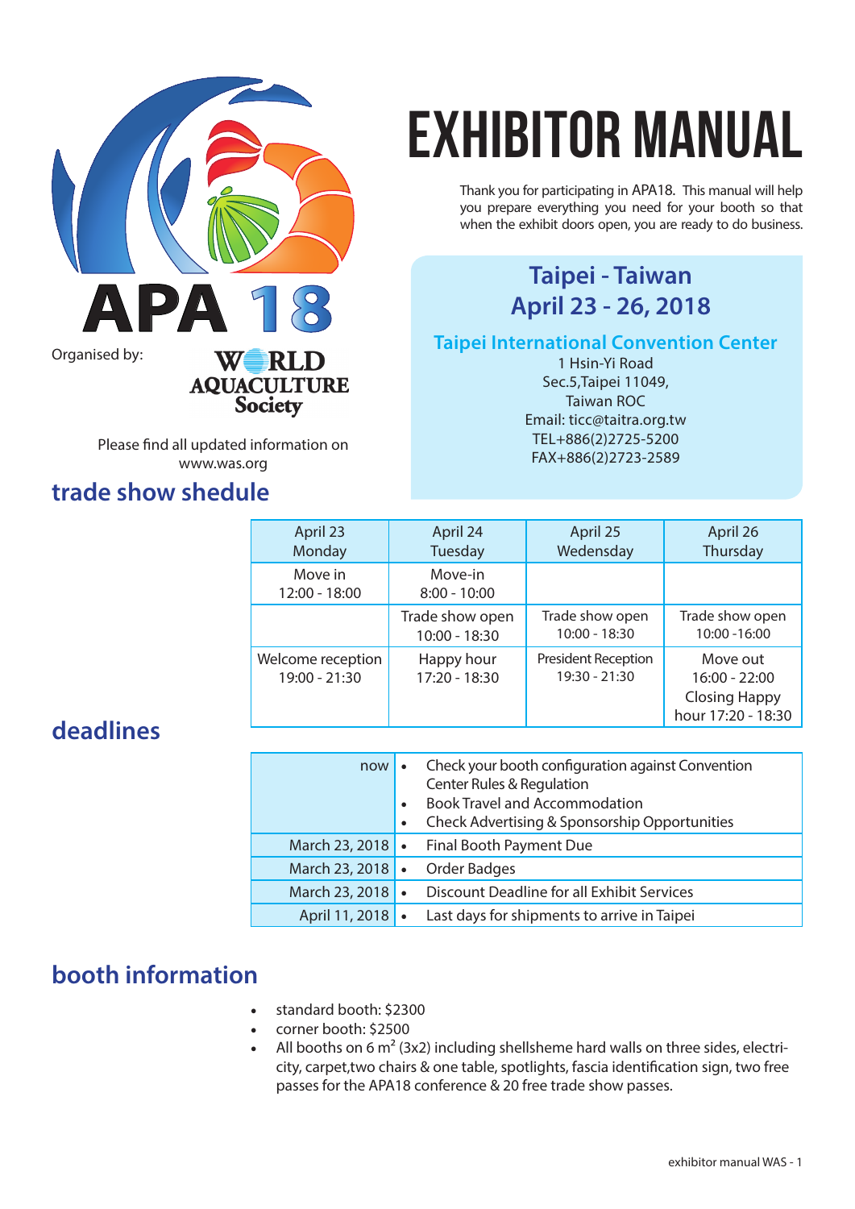# EXHIBITOR MANUAL

Thank you for participating in APA18. This manual will help you prepare everything you need for your booth so that when the exhibit doors open, you are ready to do business.

APA 18

Organised by: WORLD AQUACULTURE Society

Please find all updated information on www.was.org

**Taipei - Taiwan**
**April 23 - 26, 2018**

**Taipei International Convention Center**
1 Hsin-Yi Road
Sec.5,Taipei 11049,
Taiwan ROC
Email: ticc@taitra.org.tw
TEL+886(2)2725-5200
FAX+886(2)2723-2589

## trade show shedule

| April 23 Monday | April 24 Tuesday | April 25 Wedensday | April 26 Thursday |
|---|---|---|---|
| Move in 12:00 - 18:00 | Move-in 8:00 - 10:00 | | |
| | Trade show open 10:00 - 18:30 | Trade show open 10:00 - 18:30 | Trade show open 10:00 -16:00 |
| Welcome reception 19:00 - 21:30 | Happy hour 17:20 - 18:30 | President Reception 19:30 - 21:30 | Move out 16:00 - 22:00 Closing Happy hour 17:20 - 18:30 |

## deadlines

| | |
|---|---|
| now | • Check your booth configuration against Convention Center Rules & Regulation<br>• Book Travel and Accommodation<br>• Check Advertising & Sponsorship Opportunities |
| March 23, 2018 | • Final Booth Payment Due |
| March 23, 2018 | • Order Badges |
| March 23, 2018 | • Discount Deadline for all Exhibit Services |
| April 11, 2018 | • Last days for shipments to arrive in Taipei |

## booth information

- standard booth: $2300
- corner booth: $2500
- All booths on 6 m$^2$ (3x2) including shellsheme hard walls on three sides, electricity, carpet,two chairs & one table, spotlights, fascia identification sign, two free passes for the APA18 conference & 20 free trade show passes.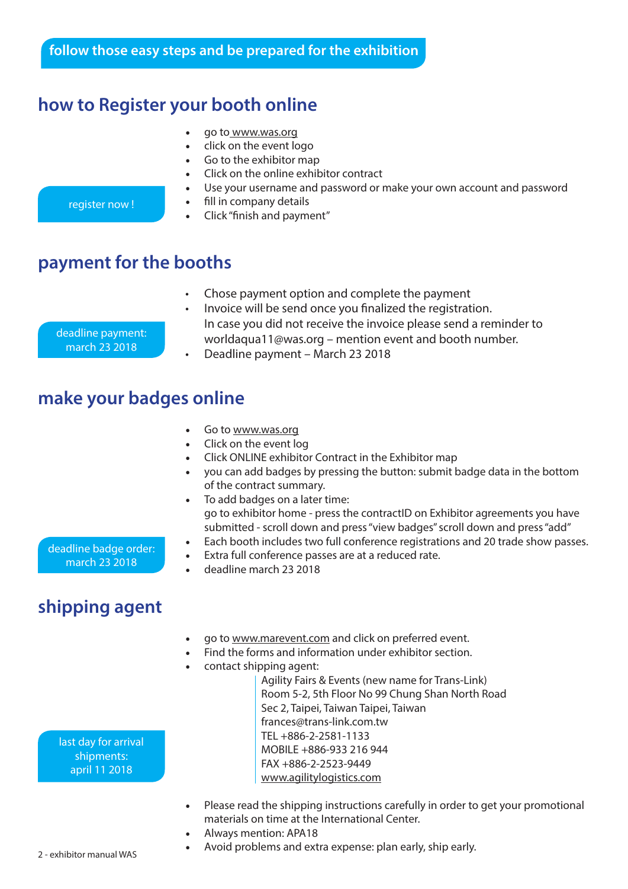**follow those easy steps and be prepared for the exhibition**

## how to Register your booth online

register now !

- go to www.was.org
- click on the event logo
- Go to the exhibitor map
- Click on the online exhibitor contract
- Use your username and password or make your own account and password
- fill in company details
- Click "finish and payment"

## payment for the booths

deadline payment: march 23 2018

- Chose payment option and complete the payment
- Invoice will be send once you finalized the registration. In case you did not receive the invoice please send a reminder to worldaqua11@was.org – mention event and booth number.
- Deadline payment – March 23 2018

## make your badges online

deadline badge order: march 23 2018

- Go to www.was.org
- Click on the event log
- Click ONLINE exhibitor Contract in the Exhibitor map
- you can add badges by pressing the button: submit badge data in the bottom of the contract summary.
- To add badges on a later time: go to exhibitor home - press the contractID on Exhibitor agreements you have submitted - scroll down and press "view badges" scroll down and press "add"
- Each booth includes two full conference registrations and 20 trade show passes.
- Extra full conference passes are at a reduced rate.
- deadline march 23 2018

## shipping agent

last day for arrival shipments: april 11 2018

- go to www.marevent.com and click on preferred event.
- Find the forms and information under exhibitor section.
- contact shipping agent:

  Agility Fairs & Events (new name for Trans-Link)
  Room 5-2, 5th Floor No 99 Chung Shan North Road
  Sec 2, Taipei, Taiwan Taipei, Taiwan
  frances@trans-link.com.tw
  TEL +886-2-2581-1133
  MOBILE +886-933 216 944
  FAX +886-2-2523-9449
  www.agilitylogistics.com

- Please read the shipping instructions carefully in order to get your promotional materials on time at the International Center.
- Always mention: APA18
- Avoid problems and extra expense: plan early, ship early.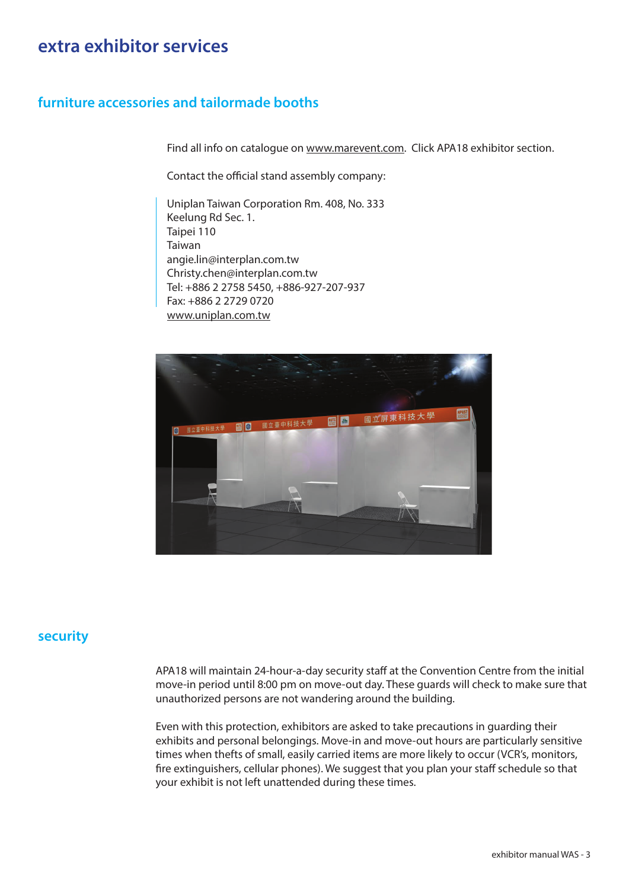# extra exhibitor services

## furniture accessories and tailormade booths

Find all info on catalogue on www.marevent.com. Click APA18 exhibitor section.

Contact the official stand assembly company:

Uniplan Taiwan Corporation Rm. 408, No. 333
Keelung Rd Sec. 1.
Taipei 110
Taiwan
angie.lin@interplan.com.tw
Christy.chen@interplan.com.tw
Tel: +886 2 2758 5450, +886-927-207-937
Fax: +886 2 2729 0720
www.uniplan.com.tw

## security

APA18 will maintain 24-hour-a-day security staff at the Convention Centre from the initial move-in period until 8:00 pm on move-out day. These guards will check to make sure that unauthorized persons are not wandering around the building.

Even with this protection, exhibitors are asked to take precautions in guarding their exhibits and personal belongings. Move-in and move-out hours are particularly sensitive times when thefts of small, easily carried items are more likely to occur (VCR's, monitors, fire extinguishers, cellular phones). We suggest that you plan your staff schedule so that your exhibit is not left unattended during these times.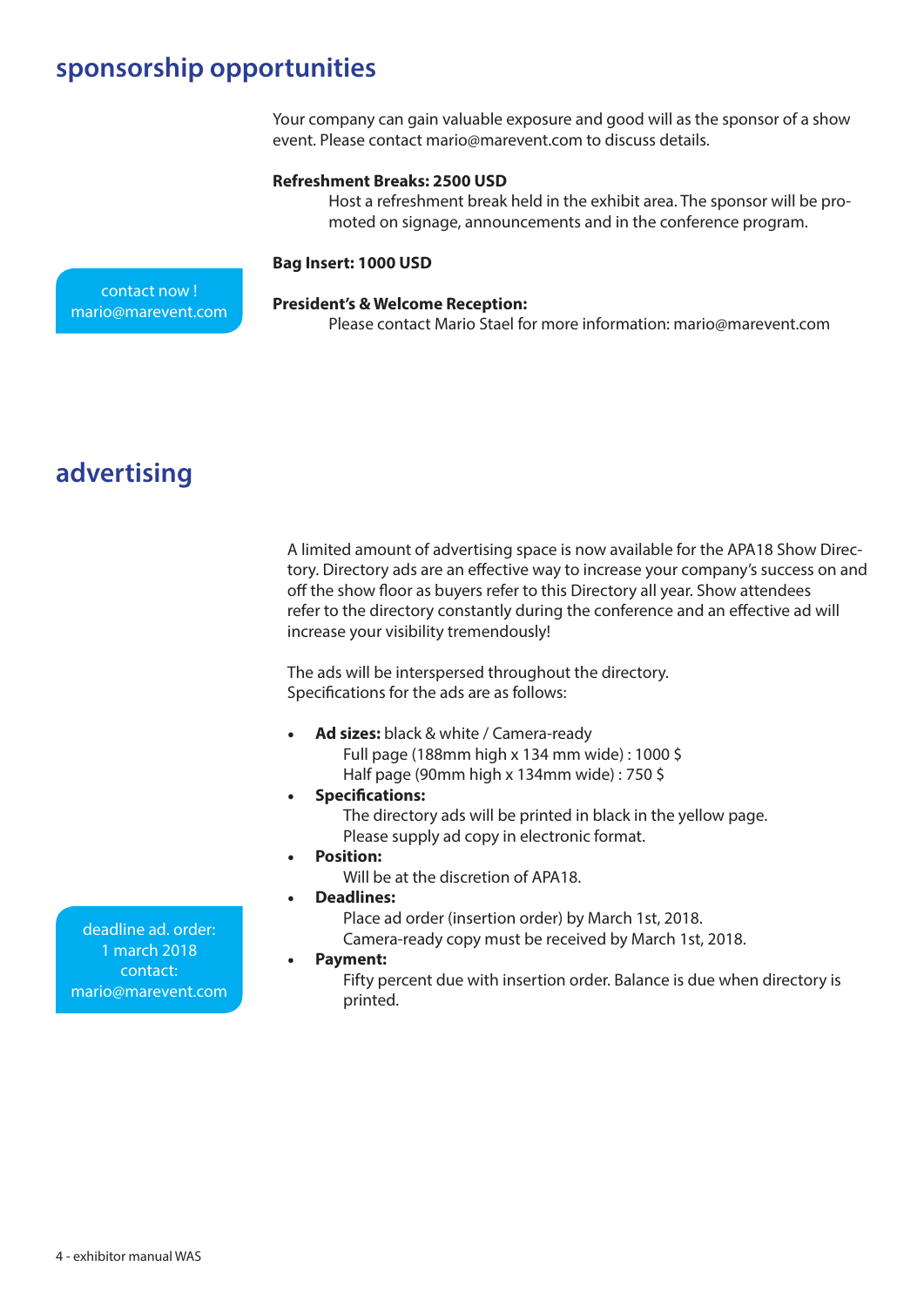## sponsorship opportunities

Your company can gain valuable exposure and good will as the sponsor of a show event. Please contact mario@marevent.com to discuss details.

**Refreshment Breaks: 2500 USD**

Host a refreshment break held in the exhibit area. The sponsor will be promoted on signage, announcements and in the conference program.

**Bag Insert: 1000 USD**

contact now !
mario@marevent.com

**President's & Welcome Reception:**

Please contact Mario Stael for more information: mario@marevent.com

## advertising

A limited amount of advertising space is now available for the APA18 Show Directory. Directory ads are an effective way to increase your company's success on and off the show floor as buyers refer to this Directory all year. Show attendees refer to the directory constantly during the conference and an effective ad will increase your visibility tremendously!

The ads will be interspersed throughout the directory.
Specifications for the ads are as follows:

- **Ad sizes:** black & white / Camera-ready
  Full page (188mm high x 134 mm wide) : 1000 $
  Half page (90mm high x 134mm wide) : 750 $
- **Specifications:**
  The directory ads will be printed in black in the yellow page.
  Please supply ad copy in electronic format.
- **Position:**
  Will be at the discretion of APA18.
- **Deadlines:**
  Place ad order (insertion order) by March 1st, 2018.
  Camera-ready copy must be received by March 1st, 2018.
- **Payment:**
  Fifty percent due with insertion order. Balance is due when directory is printed.

deadline ad. order:
1 march 2018
contact:
mario@marevent.com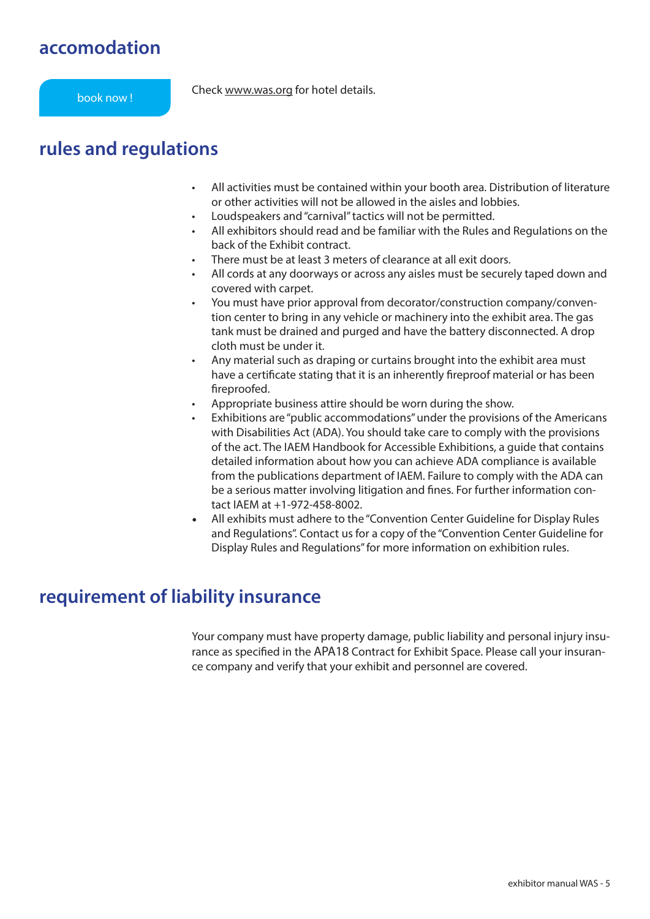## accomodation

book now !

Check www.was.org for hotel details.

## rules and regulations

- All activities must be contained within your booth area. Distribution of literature or other activities will not be allowed in the aisles and lobbies.
- Loudspeakers and "carnival" tactics will not be permitted.
- All exhibitors should read and be familiar with the Rules and Regulations on the back of the Exhibit contract.
- There must be at least 3 meters of clearance at all exit doors.
- All cords at any doorways or across any aisles must be securely taped down and covered with carpet.
- You must have prior approval from decorator/construction company/convention center to bring in any vehicle or machinery into the exhibit area. The gas tank must be drained and purged and have the battery disconnected. A drop cloth must be under it.
- Any material such as draping or curtains brought into the exhibit area must have a certificate stating that it is an inherently fireproof material or has been fireproofed.
- Appropriate business attire should be worn during the show.
- Exhibitions are "public accommodations" under the provisions of the Americans with Disabilities Act (ADA). You should take care to comply with the provisions of the act. The IAEM Handbook for Accessible Exhibitions, a guide that contains detailed information about how you can achieve ADA compliance is available from the publications department of IAEM. Failure to comply with the ADA can be a serious matter involving litigation and fines. For further information contact IAEM at +1-972-458-8002.
- All exhibits must adhere to the "Convention Center Guideline for Display Rules and Regulations". Contact us for a copy of the "Convention Center Guideline for Display Rules and Regulations" for more information on exhibition rules.

## requirement of liability insurance

Your company must have property damage, public liability and personal injury insurance as specified in the APA18 Contract for Exhibit Space. Please call your insurance company and verify that your exhibit and personnel are covered.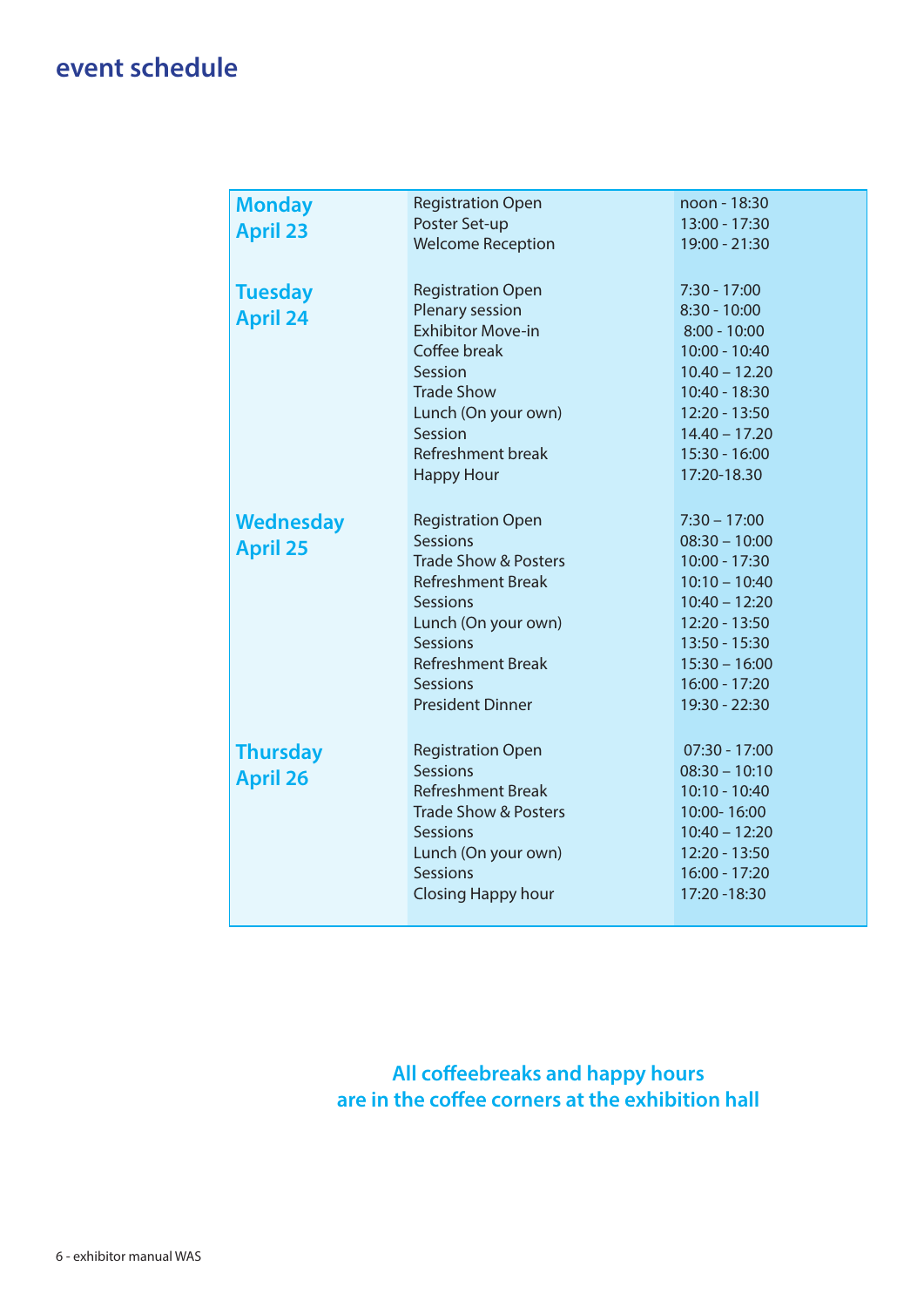# event schedule

| Day | Event | Time |
|---|---|---|
| **Monday April 23** | Registration Open | noon - 18:30 |
| | Poster Set-up | 13:00 - 17:30 |
| | Welcome Reception | 19:00 - 21:30 |
| **Tuesday April 24** | Registration Open | 7:30 - 17:00 |
| | Plenary session | 8:30 - 10:00 |
| | Exhibitor Move-in | 8:00 - 10:00 |
| | Coffee break | 10:00 - 10:40 |
| | Session | 10.40 – 12.20 |
| | Trade Show | 10:40 - 18:30 |
| | Lunch (On your own) | 12:20 - 13:50 |
| | Session | 14.40 – 17.20 |
| | Refreshment break | 15:30 - 16:00 |
| | Happy Hour | 17:20-18.30 |
| **Wednesday April 25** | Registration Open | 7:30 – 17:00 |
| | Sessions | 08:30 – 10:00 |
| | Trade Show & Posters | 10:00 - 17:30 |
| | Refreshment Break | 10:10 – 10:40 |
| | Sessions | 10:40 – 12:20 |
| | Lunch (On your own) | 12:20 - 13:50 |
| | Sessions | 13:50 - 15:30 |
| | Refreshment Break | 15:30 – 16:00 |
| | Sessions | 16:00 - 17:20 |
| | President Dinner | 19:30 - 22:30 |
| **Thursday April 26** | Registration Open | 07:30 - 17:00 |
| | Sessions | 08:30 – 10:10 |
| | Refreshment Break | 10:10 - 10:40 |
| | Trade Show & Posters | 10:00- 16:00 |
| | Sessions | 10:40 – 12:20 |
| | Lunch (On your own) | 12:20 - 13:50 |
| | Sessions | 16:00 - 17:20 |
| | Closing Happy hour | 17:20 -18:30 |

**All coffeebreaks and happy hours are in the coffee corners at the exhibition hall**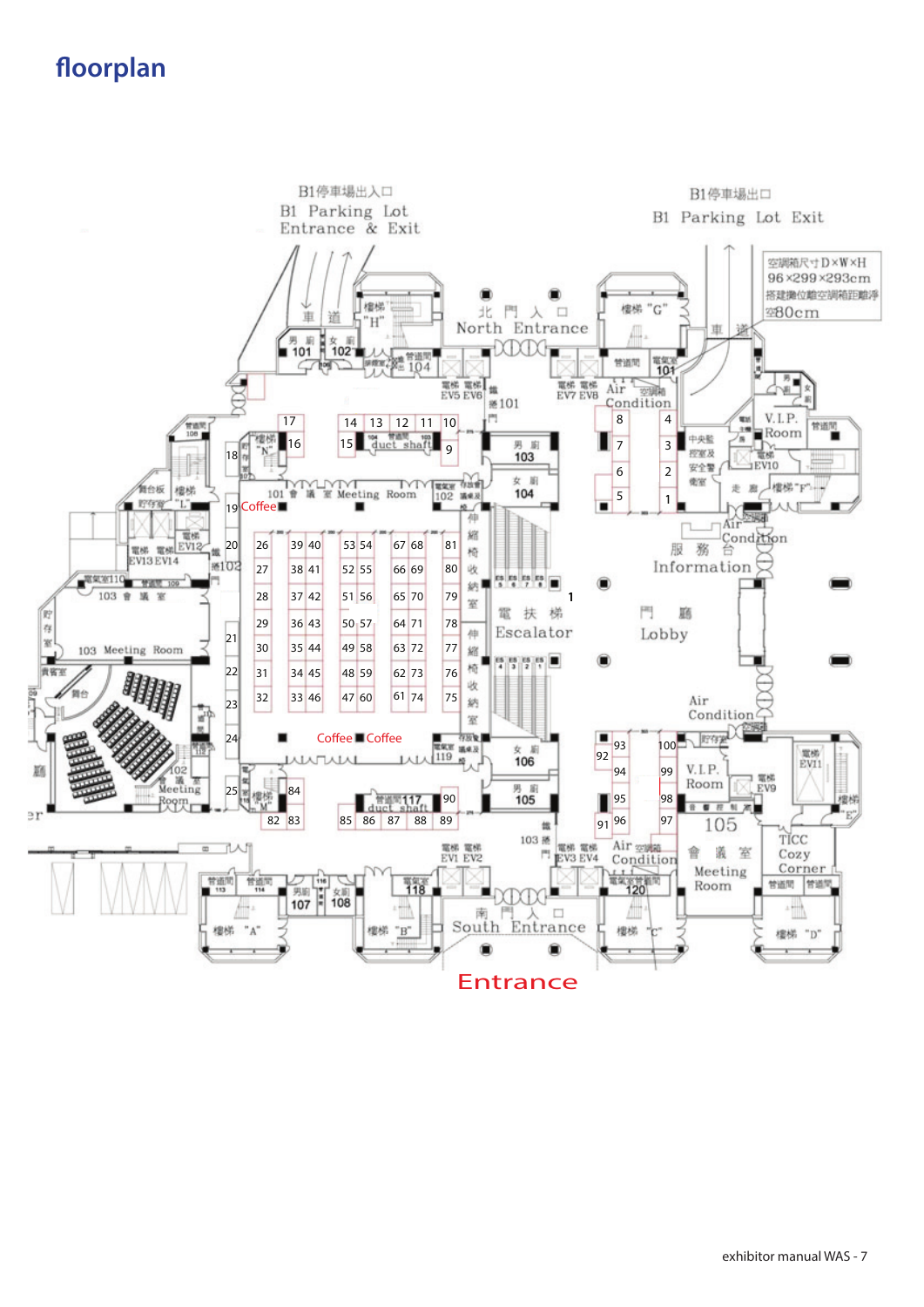# floorplan

B1停車場出入口
B1 Parking Lot Entrance & Exit

B1停車場出口
B1 Parking Lot Exit

空調箱尺寸D×W×H
96×299×293cm
搭建攤位離空調箱距離淨空80cm

北門入口
North Entrance

101 會議室 Meeting Room

103 會議室
103 Meeting Room

102 會議室 Meeting Room

105 會議室 Meeting Room

V.I.P. Room

TICC Cozy Corner

服務台 Information

門廳 Lobby

電扶梯 Escalator

Air Condition

Coffee

南門入口
South Entrance

Entrance

exhibitor manual WAS - 7